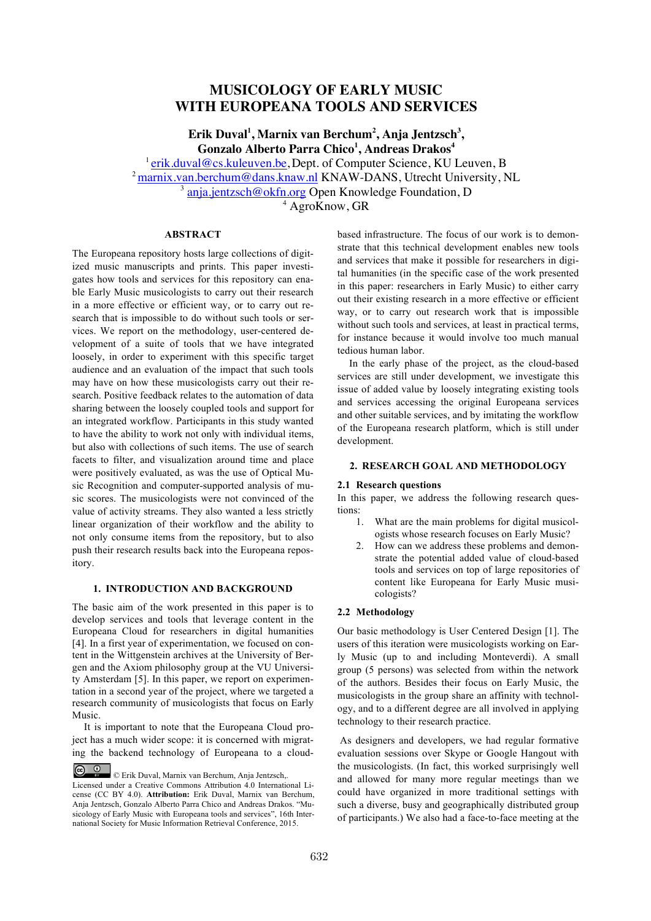# MUSICOLOGY OF EARLY MUSIC WITH EUROPEANA TOOLS AND SERVICES

**Erik Duval[1], Marnix van Berchum[2], Anja Jentzsch[3], Gonzalo Alberto Parra Chico[1], Andreas Drakos[4]**

[1] erik.duval@cs.kuleuven.be, Dept. of Computer Science, KU Leuven, B
[2] marnix.van.berchum@dans.knaw.nl KNAW-DANS, Utrecht University, NL
[3] anja.jentzsch@okfn.org Open Knowledge Foundation, D
[4] AgroKnow, GR

## ABSTRACT

The Europeana repository hosts large collections of digitized music manuscripts and prints. This paper investigates how tools and services for this repository can enable Early Music musicologists to carry out their research in a more effective or efficient way, or to carry out research that is impossible to do without such tools or services. We report on the methodology, user-centered development of a suite of tools that we have integrated loosely, in order to experiment with this specific target audience and an evaluation of the impact that such tools may have on how these musicologists carry out their research. Positive feedback relates to the automation of data sharing between the loosely coupled tools and support for an integrated workflow. Participants in this study wanted to have the ability to work not only with individual items, but also with collections of such items. The use of search facets to filter, and visualization around time and place were positively evaluated, as was the use of Optical Music Recognition and computer-supported analysis of music scores. The musicologists were not convinced of the value of activity streams. They also wanted a less strictly linear organization of their workflow and the ability to not only consume items from the repository, but to also push their research results back into the Europeana repository.

## 1. INTRODUCTION AND BACKGROUND

The basic aim of the work presented in this paper is to develop services and tools that leverage content in the Europeana Cloud for researchers in digital humanities [4]. In a first year of experimentation, we focused on content in the Wittgenstein archives at the University of Bergen and the Axiom philosophy group at the VU University Amsterdam [5]. In this paper, we report on experimentation in a second year of the project, where we targeted a research community of musicologists that focus on Early Music.

It is important to note that the Europeana Cloud project has a much wider scope: it is concerned with migrating the backend technology of Europeana to a cloud-based infrastructure. The focus of our work is to demonstrate that this technical development enables new tools and services that make it possible for researchers in digital humanities (in the specific case of the work presented in this paper: researchers in Early Music) to either carry out their existing research in a more effective or efficient way, or to carry out research work that is impossible without such tools and services, at least in practical terms, for instance because it would involve too much manual tedious human labor.

In the early phase of the project, as the cloud-based services are still under development, we investigate this issue of added value by loosely integrating existing tools and services accessing the original Europeana services and other suitable services, and by imitating the workflow of the Europeana research platform, which is still under development.

## 2. RESEARCH GOAL AND METHODOLOGY

### 2.1 Research questions

In this paper, we address the following research questions:

1. What are the main problems for digital musicologists whose research focuses on Early Music?
2. How can we address these problems and demonstrate the potential added value of cloud-based tools and services on top of large repositories of content like Europeana for Early Music musicologists?

### 2.2 Methodology

Our basic methodology is User Centered Design [1]. The users of this iteration were musicologists working on Early Music (up to and including Monteverdi). A small group (5 persons) was selected from within the network of the authors. Besides their focus on Early Music, the musicologists in the group share an affinity with technology, and to a different degree are all involved in applying technology to their research practice.

As designers and developers, we had regular formative evaluation sessions over Skype or Google Hangout with the musicologists. (In fact, this worked surprisingly well and allowed for many more regular meetings than we could have organized in more traditional settings with such a diverse, busy and geographically distributed group of participants.) We also had a face-to-face meeting at the

© Erik Duval, Marnix van Berchum, Anja Jentzsch,. Licensed under a Creative Commons Attribution 4.0 International License (CC BY 4.0). **Attribution:** Erik Duval, Marnix van Berchum, Anja Jentzsch, Gonzalo Alberto Parra Chico and Andreas Drakos. "Musicology of Early Music with Europeana tools and services", 16th International Society for Music Information Retrieval Conference, 2015.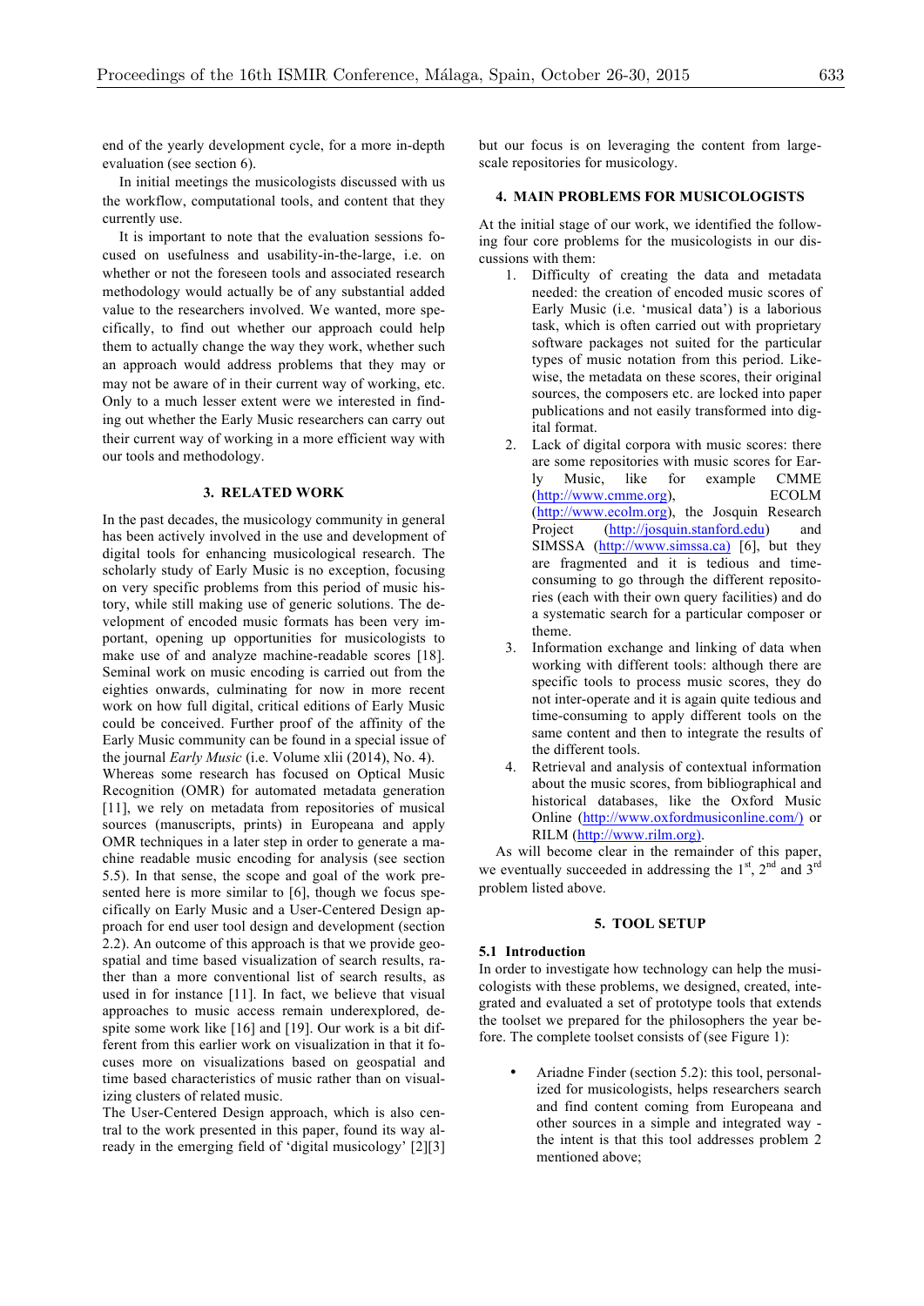end of the yearly development cycle, for a more in-depth evaluation (see section 6).

In initial meetings the musicologists discussed with us the workflow, computational tools, and content that they currently use.

It is important to note that the evaluation sessions focused on usefulness and usability-in-the-large, i.e. on whether or not the foreseen tools and associated research methodology would actually be of any substantial added value to the researchers involved. We wanted, more specifically, to find out whether our approach could help them to actually change the way they work, whether such an approach would address problems that they may or may not be aware of in their current way of working, etc. Only to a much lesser extent were we interested in finding out whether the Early Music researchers can carry out their current way of working in a more efficient way with our tools and methodology.

## 3. RELATED WORK

In the past decades, the musicology community in general has been actively involved in the use and development of digital tools for enhancing musicological research. The scholarly study of Early Music is no exception, focusing on very specific problems from this period of music history, while still making use of generic solutions. The development of encoded music formats has been very important, opening up opportunities for musicologists to make use of and analyze machine-readable scores [18]. Seminal work on music encoding is carried out from the eighties onwards, culminating for now in more recent work on how full digital, critical editions of Early Music could be conceived. Further proof of the affinity of the Early Music community can be found in a special issue of the journal *Early Music* (i.e. Volume xlii (2014), No. 4).

Whereas some research has focused on Optical Music Recognition (OMR) for automated metadata generation [11], we rely on metadata from repositories of musical sources (manuscripts, prints) in Europeana and apply OMR techniques in a later step in order to generate a machine readable music encoding for analysis (see section 5.5). In that sense, the scope and goal of the work presented here is more similar to [6], though we focus specifically on Early Music and a User-Centered Design approach for end user tool design and development (section 2.2). An outcome of this approach is that we provide geospatial and time based visualization of search results, rather than a more conventional list of search results, as used in for instance [11]. In fact, we believe that visual approaches to music access remain underexplored, despite some work like [16] and [19]. Our work is a bit different from this earlier work on visualization in that it focuses more on visualizations based on geospatial and time based characteristics of music rather than on visualizing clusters of related music.

The User-Centered Design approach, which is also central to the work presented in this paper, found its way already in the emerging field of 'digital musicology' [2][3] but our focus is on leveraging the content from large-scale repositories for musicology.

## 4. MAIN PROBLEMS FOR MUSICOLOGISTS

At the initial stage of our work, we identified the following four core problems for the musicologists in our discussions with them:

1. Difficulty of creating the data and metadata needed: the creation of encoded music scores of Early Music (i.e. 'musical data') is a laborious task, which is often carried out with proprietary software packages not suited for the particular types of music notation from this period. Likewise, the metadata on these scores, their original sources, the composers etc. are locked into paper publications and not easily transformed into digital format.
2. Lack of digital corpora with music scores: there are some repositories with music scores for Early Music, like for example CMME (http://www.cmme.org), ECOLM (http://www.ecolm.org), the Josquin Research Project (http://josquin.stanford.edu) and SIMSSA (http://www.simssa.ca) [6], but they are fragmented and it is tedious and time-consuming to go through the different repositories (each with their own query facilities) and do a systematic search for a particular composer or theme.
3. Information exchange and linking of data when working with different tools: although there are specific tools to process music scores, they do not inter-operate and it is again quite tedious and time-consuming to apply different tools on the same content and then to integrate the results of the different tools.
4. Retrieval and analysis of contextual information about the music scores, from bibliographical and historical databases, like the Oxford Music Online (http://www.oxfordmusiconline.com/) or RILM (http://www.rilm.org).

As will become clear in the remainder of this paper, we eventually succeeded in addressing the 1st, 2nd and 3rd problem listed above.

## 5. TOOL SETUP

### 5.1 Introduction

In order to investigate how technology can help the musicologists with these problems, we designed, created, integrated and evaluated a set of prototype tools that extends the toolset we prepared for the philosophers the year before. The complete toolset consists of (see Figure 1):

- Ariadne Finder (section 5.2): this tool, personalized for musicologists, helps researchers search and find content coming from Europeana and other sources in a simple and integrated way - the intent is that this tool addresses problem 2 mentioned above;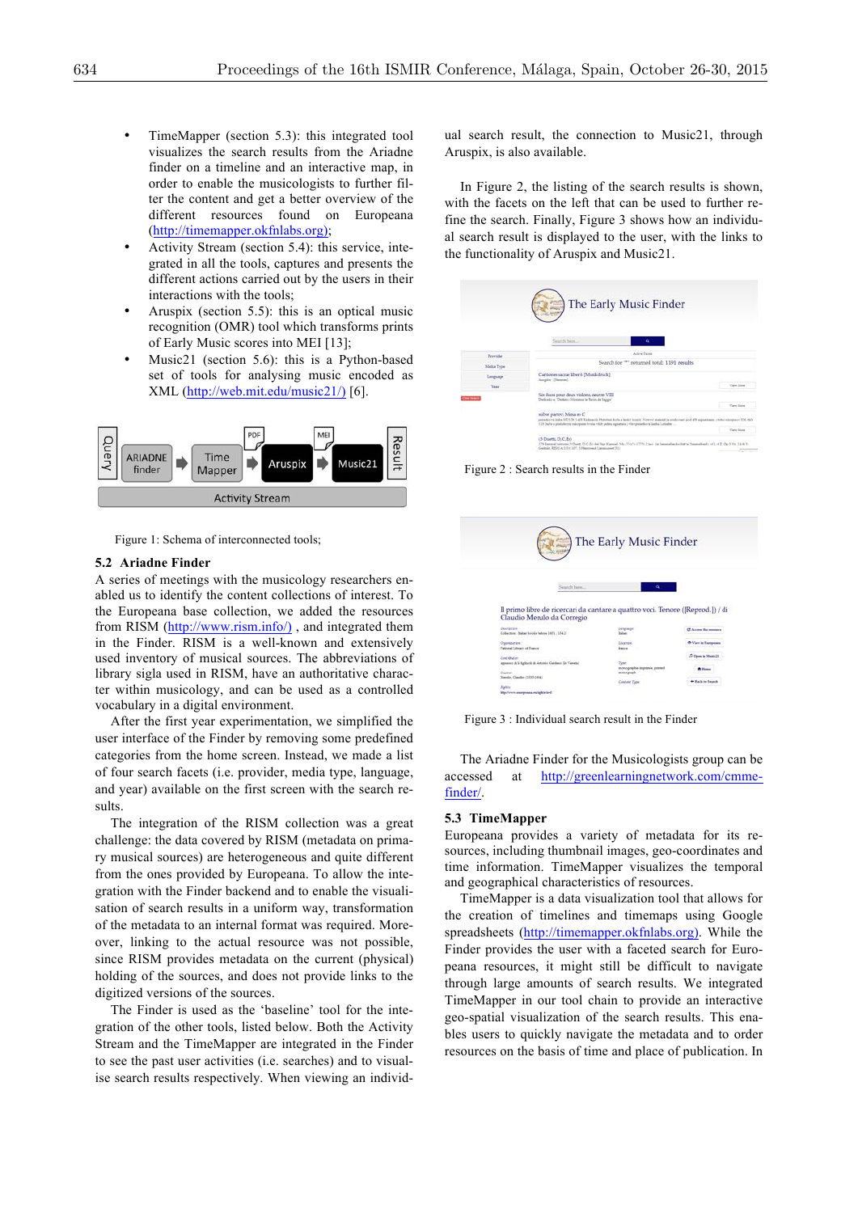- TimeMapper (section 5.3): this integrated tool visualizes the search results from the Ariadne finder on a timeline and an interactive map, in order to enable the musicologists to further filter the content and get a better overview of the different resources found on Europeana (http://timemapper.okfnlabs.org);
- Activity Stream (section 5.4): this service, integrated in all the tools, captures and presents the different actions carried out by the users in their interactions with the tools;
- Aruspix (section 5.5): this is an optical music recognition (OMR) tool which transforms prints of Early Music scores into MEI [13];
- Music21 (section 5.6): this is a Python-based set of tools for analysing music encoded as XML (http://web.mit.edu/music21/) [6].

Figure 1: Schema of interconnected tools;

## 5.2 Ariadne Finder

A series of meetings with the musicology researchers enabled us to identify the content collections of interest. To the Europeana base collection, we added the resources from RISM (http://www.rism.info/) , and integrated them in the Finder. RISM is a well-known and extensively used inventory of musical sources. The abbreviations of library sigla used in RISM, have an authoritative character within musicology, and can be used as a controlled vocabulary in a digital environment.

After the first year experimentation, we simplified the user interface of the Finder by removing some predefined categories from the home screen. Instead, we made a list of four search facets (i.e. provider, media type, language, and year) available on the first screen with the search results.

The integration of the RISM collection was a great challenge: the data covered by RISM (metadata on primary musical sources) are heterogeneous and quite different from the ones provided by Europeana. To allow the integration with the Finder backend and to enable the visualisation of search results in a uniform way, transformation of the metadata to an internal format was required. Moreover, linking to the actual resource was not possible, since RISM provides metadata on the current (physical) holding of the sources, and does not provide links to the digitized versions of the sources.

The Finder is used as the 'baseline' tool for the integration of the other tools, listed below. Both the Activity Stream and the TimeMapper are integrated in the Finder to see the past user activities (i.e. searches) and to visualise search results respectively. When viewing an individual search result, the connection to Music21, through Aruspix, is also available.

In Figure 2, the listing of the search results is shown, with the facets on the left that can be used to further refine the search. Finally, Figure 3 shows how an individual search result is displayed to the user, with the links to the functionality of Aruspix and Music21.

Figure 2 : Search results in the Finder

Figure 3 : Individual search result in the Finder

The Ariadne Finder for the Musicologists group can be accessed at http://greenlearningnetwork.com/cmme-finder/.

## 5.3 TimeMapper

Europeana provides a variety of metadata for its resources, including thumbnail images, geo-coordinates and time information. TimeMapper visualizes the temporal and geographical characteristics of resources.

TimeMapper is a data visualization tool that allows for the creation of timelines and timemaps using Google spreadsheets (http://timemapper.okfnlabs.org). While the Finder provides the user with a faceted search for Europeana resources, it might still be difficult to navigate through large amounts of search results. We integrated TimeMapper in our tool chain to provide an interactive geo-spatial visualization of the search results. This enables users to quickly navigate the metadata and to order resources on the basis of time and place of publication. In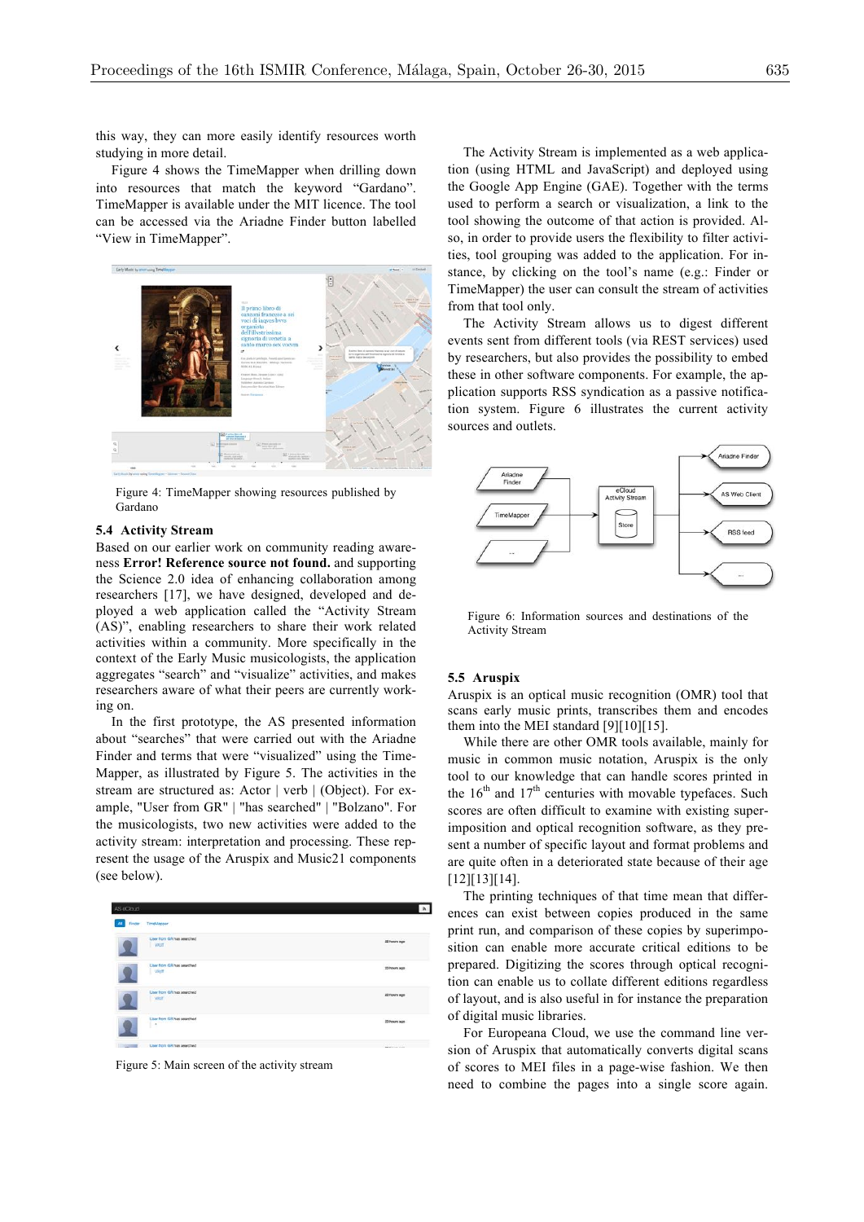this way, they can more easily identify resources worth studying in more detail.

Figure 4 shows the TimeMapper when drilling down into resources that match the keyword "Gardano". TimeMapper is available under the MIT licence. The tool can be accessed via the Ariadne Finder button labelled "View in TimeMapper".

Figure 4: TimeMapper showing resources published by Gardano

### 5.4 Activity Stream

Based on our earlier work on community reading awareness **Error! Reference source not found.** and supporting the Science 2.0 idea of enhancing collaboration among researchers [17], we have designed, developed and deployed a web application called the "Activity Stream (AS)", enabling researchers to share their work related activities within a community. More specifically in the context of the Early Music musicologists, the application aggregates "search" and "visualize" activities, and makes researchers aware of what their peers are currently working on.

In the first prototype, the AS presented information about "searches" that were carried out with the Ariadne Finder and terms that were "visualized" using the TimeMapper, as illustrated by Figure 5. The activities in the stream are structured as: Actor | verb | (Object). For example, "User from GR" | "has searched" | "Bolzano". For the musicologists, two new activities were added to the activity stream: interpretation and processing. These represent the usage of the Aruspix and Music21 components (see below).

Figure 5: Main screen of the activity stream

The Activity Stream is implemented as a web application (using HTML and JavaScript) and deployed using the Google App Engine (GAE). Together with the terms used to perform a search or visualization, a link to the tool showing the outcome of that action is provided. Also, in order to provide users the flexibility to filter activities, tool grouping was added to the application. For instance, by clicking on the tool's name (e.g.: Finder or TimeMapper) the user can consult the stream of activities from that tool only.

The Activity Stream allows us to digest different events sent from different tools (via REST services) used by researchers, but also provides the possibility to embed these in other software components. For example, the application supports RSS syndication as a passive notification system. Figure 6 illustrates the current activity sources and outlets.

Figure 6: Information sources and destinations of the Activity Stream

### 5.5 Aruspix

Aruspix is an optical music recognition (OMR) tool that scans early music prints, transcribes them and encodes them into the MEI standard [9][10][15].

While there are other OMR tools available, mainly for music in common music notation, Aruspix is the only tool to our knowledge that can handle scores printed in the 16th and 17th centuries with movable typefaces. Such scores are often difficult to examine with existing superimposition and optical recognition software, as they present a number of specific layout and format problems and are quite often in a deteriorated state because of their age [12][13][14].

The printing techniques of that time mean that differences can exist between copies produced in the same print run, and comparison of these copies by superimposition can enable more accurate critical editions to be prepared. Digitizing the scores through optical recognition can enable us to collate different editions regardless of layout, and is also useful in for instance the preparation of digital music libraries.

For Europeana Cloud, we use the command line version of Aruspix that automatically converts digital scans of scores to MEI files in a page-wise fashion. We then need to combine the pages into a single score again.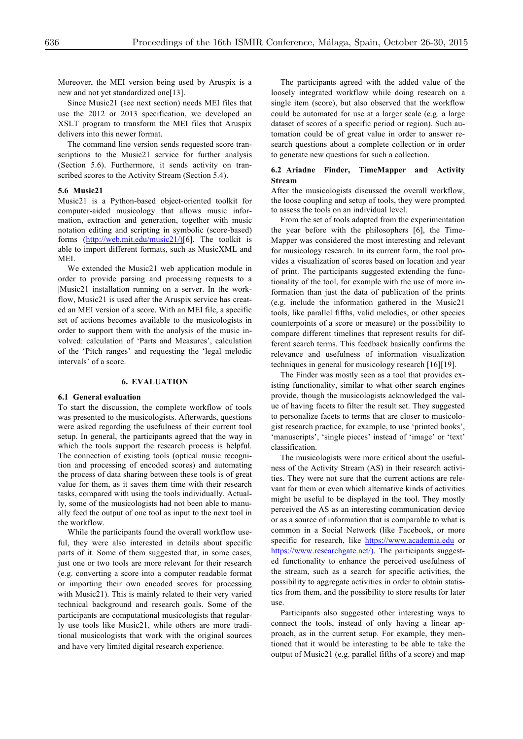Moreover, the MEI version being used by Aruspix is a new and not yet standardized one[13].

Since Music21 (see next section) needs MEI files that use the 2012 or 2013 specification, we developed an XSLT program to transform the MEI files that Aruspix delivers into this newer format.

The command line version sends requested score transcriptions to the Music21 service for further analysis (Section 5.6). Furthermore, it sends activity on transcribed scores to the Activity Stream (Section 5.4).

### 5.6 Music21

Music21 is a Python-based object-oriented toolkit for computer-aided musicology that allows music information, extraction and generation, together with music notation editing and scripting in symbolic (score-based) forms (http://web.mit.edu/music21/)[6]. The toolkit is able to import different formats, such as MusicXML and MEI.

We extended the Music21 web application module in order to provide parsing and processing requests to a |Music21 installation running on a server. In the workflow, Music21 is used after the Aruspix service has created an MEI version of a score. With an MEI file, a specific set of actions becomes available to the musicologists in order to support them with the analysis of the music involved: calculation of 'Parts and Measures', calculation of the 'Pitch ranges' and requesting the 'legal melodic intervals' of a score.

## 6. EVALUATION

### 6.1 General evaluation

To start the discussion, the complete workflow of tools was presented to the musicologists. Afterwards, questions were asked regarding the usefulness of their current tool setup. In general, the participants agreed that the way in which the tools support the research process is helpful. The connection of existing tools (optical music recognition and processing of encoded scores) and automating the process of data sharing between these tools is of great value for them, as it saves them time with their research tasks, compared with using the tools individually. Actually, some of the musicologists had not been able to manually feed the output of one tool as input to the next tool in the workflow.

While the participants found the overall workflow useful, they were also interested in details about specific parts of it. Some of them suggested that, in some cases, just one or two tools are more relevant for their research (e.g. converting a score into a computer readable format or importing their own encoded scores for processing with Music21). This is mainly related to their very varied technical background and research goals. Some of the participants are computational musicologists that regularly use tools like Music21, while others are more traditional musicologists that work with the original sources and have very limited digital research experience.

The participants agreed with the added value of the loosely integrated workflow while doing research on a single item (score), but also observed that the workflow could be automated for use at a larger scale (e.g. a large dataset of scores of a specific period or region). Such automation could be of great value in order to answer research questions about a complete collection or in order to generate new questions for such a collection.

### 6.2 Ariadne Finder, TimeMapper and Activity Stream

After the musicologists discussed the overall workflow, the loose coupling and setup of tools, they were prompted to assess the tools on an individual level.

From the set of tools adapted from the experimentation the year before with the philosophers [6], the TimeMapper was considered the most interesting and relevant for musicology research. In its current form, the tool provides a visualization of scores based on location and year of print. The participants suggested extending the functionality of the tool, for example with the use of more information than just the data of publication of the prints (e.g. include the information gathered in the Music21 tools, like parallel fifths, valid melodies, or other species counterpoints of a score or measure) or the possibility to compare different timelines that represent results for different search terms. This feedback basically confirms the relevance and usefulness of information visualization techniques in general for musicology research [16][19].

The Finder was mostly seen as a tool that provides existing functionality, similar to what other search engines provide, though the musicologists acknowledged the value of having facets to filter the result set. They suggested to personalize facets to terms that are closer to musicologist research practice, for example, to use 'printed books', 'manuscripts', 'single pieces' instead of 'image' or 'text' classification.

The musicologists were more critical about the usefulness of the Activity Stream (AS) in their research activities. They were not sure that the current actions are relevant for them or even which alternative kinds of activities might be useful to be displayed in the tool. They mostly perceived the AS as an interesting communication device or as a source of information that is comparable to what is common in a Social Network (like Facebook, or more specific for research, like https://www.academia.edu or https://www.researchgate.net/). The participants suggested functionality to enhance the perceived usefulness of the stream, such as a search for specific activities, the possibility to aggregate activities in order to obtain statistics from them, and the possibility to store results for later use.

Participants also suggested other interesting ways to connect the tools, instead of only having a linear approach, as in the current setup. For example, they mentioned that it would be interesting to be able to take the output of Music21 (e.g. parallel fifths of a score) and map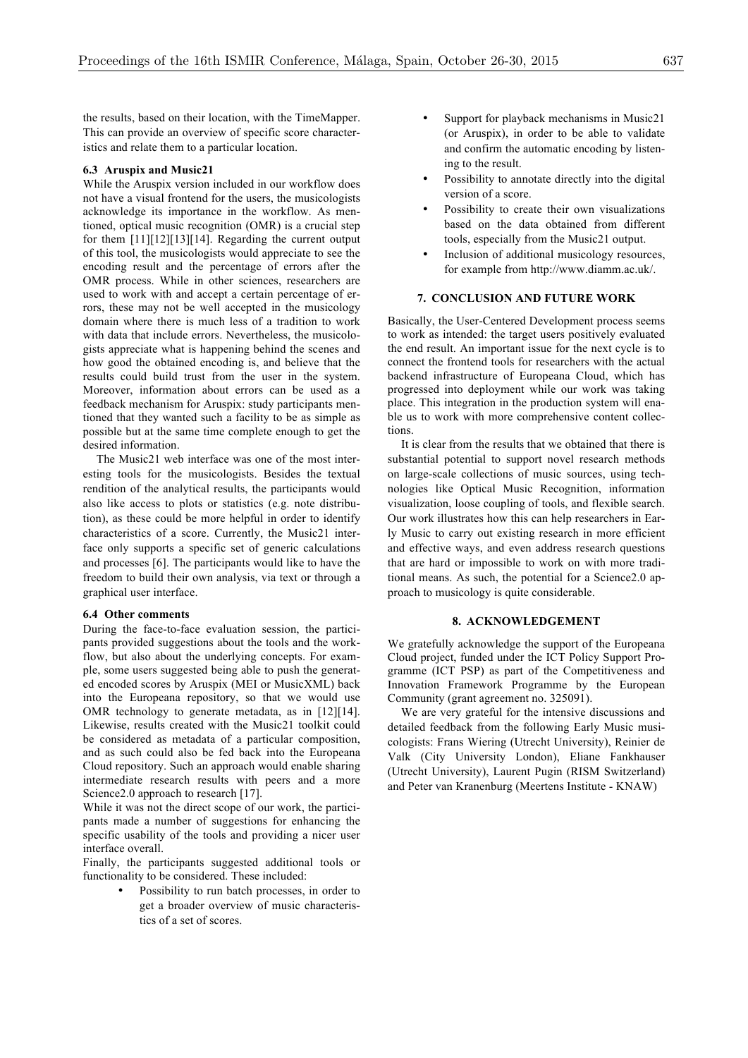the results, based on their location, with the TimeMapper. This can provide an overview of specific score characteristics and relate them to a particular location.

### 6.3 Aruspix and Music21

While the Aruspix version included in our workflow does not have a visual frontend for the users, the musicologists acknowledge its importance in the workflow. As mentioned, optical music recognition (OMR) is a crucial step for them [11][12][13][14]. Regarding the current output of this tool, the musicologists would appreciate to see the encoding result and the percentage of errors after the OMR process. While in other sciences, researchers are used to work with and accept a certain percentage of errors, these may not be well accepted in the musicology domain where there is much less of a tradition to work with data that include errors. Nevertheless, the musicologists appreciate what is happening behind the scenes and how good the obtained encoding is, and believe that the results could build trust from the user in the system. Moreover, information about errors can be used as a feedback mechanism for Aruspix: study participants mentioned that they wanted such a facility to be as simple as possible but at the same time complete enough to get the desired information.

The Music21 web interface was one of the most interesting tools for the musicologists. Besides the textual rendition of the analytical results, the participants would also like access to plots or statistics (e.g. note distribution), as these could be more helpful in order to identify characteristics of a score. Currently, the Music21 interface only supports a specific set of generic calculations and processes [6]. The participants would like to have the freedom to build their own analysis, via text or through a graphical user interface.

### 6.4 Other comments

During the face-to-face evaluation session, the participants provided suggestions about the tools and the workflow, but also about the underlying concepts. For example, some users suggested being able to push the generated encoded scores by Aruspix (MEI or MusicXML) back into the Europeana repository, so that we would use OMR technology to generate metadata, as in [12][14]. Likewise, results created with the Music21 toolkit could be considered as metadata of a particular composition, and as such could also be fed back into the Europeana Cloud repository. Such an approach would enable sharing intermediate research results with peers and a more Science2.0 approach to research [17].

While it was not the direct scope of our work, the participants made a number of suggestions for enhancing the specific usability of the tools and providing a nicer user interface overall.

Finally, the participants suggested additional tools or functionality to be considered. These included:

- Possibility to run batch processes, in order to get a broader overview of music characteristics of a set of scores.
- Support for playback mechanisms in Music21 (or Aruspix), in order to be able to validate and confirm the automatic encoding by listening to the result.
- Possibility to annotate directly into the digital version of a score.
- Possibility to create their own visualizations based on the data obtained from different tools, especially from the Music21 output.
- Inclusion of additional musicology resources, for example from http://www.diamm.ac.uk/.

## 7. CONCLUSION AND FUTURE WORK

Basically, the User-Centered Development process seems to work as intended: the target users positively evaluated the end result. An important issue for the next cycle is to connect the frontend tools for researchers with the actual backend infrastructure of Europeana Cloud, which has progressed into deployment while our work was taking place. This integration in the production system will enable us to work with more comprehensive content collections.

It is clear from the results that we obtained that there is substantial potential to support novel research methods on large-scale collections of music sources, using technologies like Optical Music Recognition, information visualization, loose coupling of tools, and flexible search. Our work illustrates how this can help researchers in Early Music to carry out existing research in more efficient and effective ways, and even address research questions that are hard or impossible to work on with more traditional means. As such, the potential for a Science2.0 approach to musicology is quite considerable.

## 8. ACKNOWLEDGEMENT

We gratefully acknowledge the support of the Europeana Cloud project, funded under the ICT Policy Support Programme (ICT PSP) as part of the Competitiveness and Innovation Framework Programme by the European Community (grant agreement no. 325091).

We are very grateful for the intensive discussions and detailed feedback from the following Early Music musicologists: Frans Wiering (Utrecht University), Reinier de Valk (City University London), Eliane Fankhauser (Utrecht University), Laurent Pugin (RISM Switzerland) and Peter van Kranenburg (Meertens Institute - KNAW)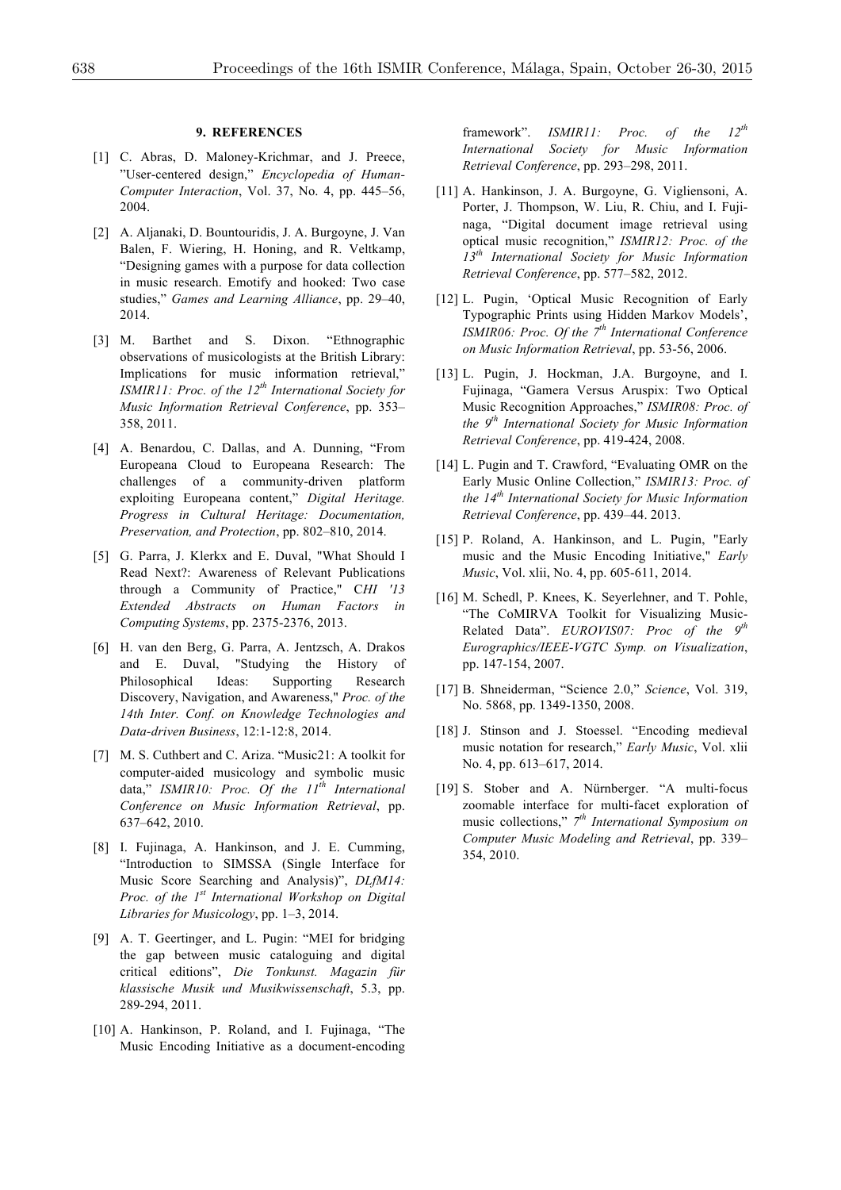## 9. REFERENCES

[1] C. Abras, D. Maloney-Krichmar, and J. Preece, "User-centered design," *Encyclopedia of Human-Computer Interaction*, Vol. 37, No. 4, pp. 445–56, 2004.

[2] A. Aljanaki, D. Bountouridis, J. A. Burgoyne, J. Van Balen, F. Wiering, H. Honing, and R. Veltkamp, "Designing games with a purpose for data collection in music research. Emotify and hooked: Two case studies," *Games and Learning Alliance*, pp. 29–40, 2014.

[3] M. Barthet and S. Dixon. "Ethnographic observations of musicologists at the British Library: Implications for music information retrieval," *ISMIR11: Proc. of the 12th International Society for Music Information Retrieval Conference*, pp. 353–358, 2011.

[4] A. Benardou, C. Dallas, and A. Dunning, "From Europeana Cloud to Europeana Research: The challenges of a community-driven platform exploiting Europeana content," *Digital Heritage. Progress in Cultural Heritage: Documentation, Preservation, and Protection*, pp. 802–810, 2014.

[5] G. Parra, J. Klerkx and E. Duval, "What Should I Read Next?: Awareness of Relevant Publications through a Community of Practice," *CHI '13 Extended Abstracts on Human Factors in Computing Systems*, pp. 2375-2376, 2013.

[6] H. van den Berg, G. Parra, A. Jentzsch, A. Drakos and E. Duval, "Studying the History of Philosophical Ideas: Supporting Research Discovery, Navigation, and Awareness," *Proc. of the 14th Inter. Conf. on Knowledge Technologies and Data-driven Business*, 12:1-12:8, 2014.

[7] M. S. Cuthbert and C. Ariza. "Music21: A toolkit for computer-aided musicology and symbolic music data," *ISMIR10: Proc. Of the 11th International Conference on Music Information Retrieval*, pp. 637–642, 2010.

[8] I. Fujinaga, A. Hankinson, and J. E. Cumming, "Introduction to SIMSSA (Single Interface for Music Score Searching and Analysis)", *DLfM14: Proc. of the 1st International Workshop on Digital Libraries for Musicology*, pp. 1–3, 2014.

[9] A. T. Geertinger, and L. Pugin: "MEI for bridging the gap between music cataloguing and digital critical editions", *Die Tonkunst. Magazin für klassische Musik und Musikwissenschaft*, 5.3, pp. 289-294, 2011.

[10] A. Hankinson, P. Roland, and I. Fujinaga, "The Music Encoding Initiative as a document-encoding framework". *ISMIR11: Proc. of the 12th International Society for Music Information Retrieval Conference*, pp. 293–298, 2011.

[11] A. Hankinson, J. A. Burgoyne, G. Vigliensoni, A. Porter, J. Thompson, W. Liu, R. Chiu, and I. Fujinaga, "Digital document image retrieval using optical music recognition," *ISMIR12: Proc. of the 13th International Society for Music Information Retrieval Conference*, pp. 577–582, 2012.

[12] L. Pugin, 'Optical Music Recognition of Early Typographic Prints using Hidden Markov Models', *ISMIR06: Proc. Of the 7th International Conference on Music Information Retrieval*, pp. 53-56, 2006.

[13] L. Pugin, J. Hockman, J.A. Burgoyne, and I. Fujinaga, "Gamera Versus Aruspix: Two Optical Music Recognition Approaches," *ISMIR08: Proc. of the 9th International Society for Music Information Retrieval Conference*, pp. 419-424, 2008.

[14] L. Pugin and T. Crawford, "Evaluating OMR on the Early Music Online Collection," *ISMIR13: Proc. of the 14th International Society for Music Information Retrieval Conference*, pp. 439–44. 2013.

[15] P. Roland, A. Hankinson, and L. Pugin, "Early music and the Music Encoding Initiative," *Early Music*, Vol. xlii, No. 4, pp. 605-611, 2014.

[16] M. Schedl, P. Knees, K. Seyerlehner, and T. Pohle, "The CoMIRVA Toolkit for Visualizing Music-Related Data". *EUROVIS07: Proc of the 9th Eurographics/IEEE-VGTC Symp. on Visualization*, pp. 147-154, 2007.

[17] B. Shneiderman, "Science 2.0," *Science*, Vol. 319, No. 5868, pp. 1349-1350, 2008.

[18] J. Stinson and J. Stoessel. "Encoding medieval music notation for research," *Early Music*, Vol. xlii No. 4, pp. 613–617, 2014.

[19] S. Stober and A. Nürnberger. "A multi-focus zoomable interface for multi-facet exploration of music collections," *7th International Symposium on Computer Music Modeling and Retrieval*, pp. 339–354, 2010.